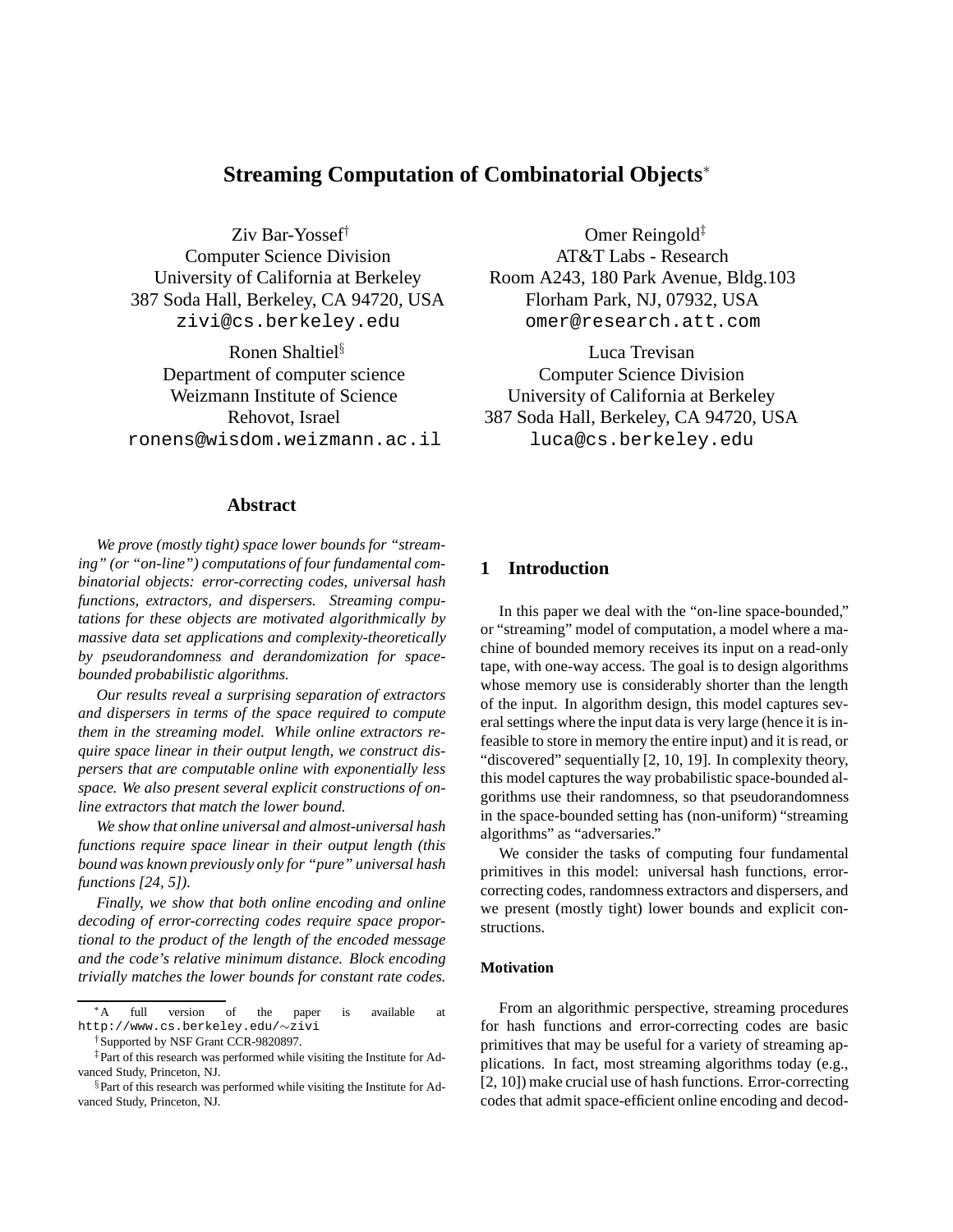# Streaming Computation of Combinatorial Objects*

Ziv Bar-Yossef[†]
Computer Science Division
University of California at Berkeley
387 Soda Hall, Berkeley, CA 94720, USA
zivi@cs.berkeley.edu

Omer Reingold[‡]
AT&T Labs - Research
Room A243, 180 Park Avenue, Bldg.103
Florham Park, NJ, 07932, USA
omer@research.att.com

Ronen Shaltiel[§]
Department of computer science
Weizmann Institute of Science
Rehovot, Israel
ronens@wisdom.weizmann.ac.il

Luca Trevisan
Computer Science Division
University of California at Berkeley
387 Soda Hall, Berkeley, CA 94720, USA
luca@cs.berkeley.edu

## Abstract

*We prove (mostly tight) space lower bounds for "streaming" (or "on-line") computations of four fundamental combinatorial objects: error-correcting codes, universal hash functions, extractors, and dispersers. Streaming computations for these objects are motivated algorithmically by massive data set applications and complexity-theoretically by pseudorandomness and derandomization for space-bounded probabilistic algorithms.*

*Our results reveal a surprising separation of extractors and dispersers in terms of the space required to compute them in the streaming model. While online extractors require space linear in their output length, we construct dispersers that are computable online with exponentially less space. We also present several explicit constructions of online extractors that match the lower bound.*

*We show that online universal and almost-universal hash functions require space linear in their output length (this bound was known previously only for "pure" universal hash functions [24, 5]).*

*Finally, we show that both online encoding and online decoding of error-correcting codes require space proportional to the product of the length of the encoded message and the code's relative minimum distance. Block encoding trivially matches the lower bounds for constant rate codes.*

## 1 Introduction

In this paper we deal with the "on-line space-bounded," or "streaming" model of computation, a model where a machine of bounded memory receives its input on a read-only tape, with one-way access. The goal is to design algorithms whose memory use is considerably shorter than the length of the input. In algorithm design, this model captures several settings where the input data is very large (hence it is infeasible to store in memory the entire input) and it is read, or "discovered" sequentially [2, 10, 19]. In complexity theory, this model captures the way probabilistic space-bounded algorithms use their randomness, so that pseudorandomness in the space-bounded setting has (non-uniform) "streaming algorithms" as "adversaries."

We consider the tasks of computing four fundamental primitives in this model: universal hash functions, error-correcting codes, randomness extractors and dispersers, and we present (mostly tight) lower bounds and explicit constructions.

#### Motivation

From an algorithmic perspective, streaming procedures for hash functions and error-correcting codes are basic primitives that may be useful for a variety of streaming applications. In fact, most streaming algorithms today (e.g., [2, 10]) make crucial use of hash functions. Error-correcting codes that admit space-efficient online encoding and decod-

---

*A full version of the paper is available at http://www.cs.berkeley.edu/∼zivi

[†]Supported by NSF Grant CCR-9820897.

[‡]Part of this research was performed while visiting the Institute for Advanced Study, Princeton, NJ.

[§]Part of this research was performed while visiting the Institute for Advanced Study, Princeton, NJ.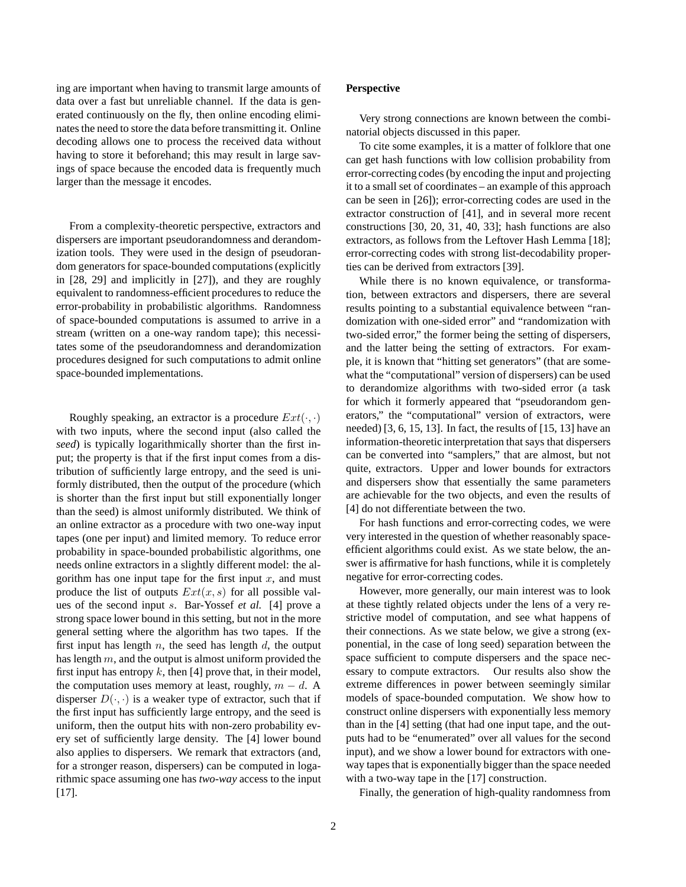ing are important when having to transmit large amounts of data over a fast but unreliable channel. If the data is generated continuously on the fly, then online encoding eliminates the need to store the data before transmitting it. Online decoding allows one to process the received data without having to store it beforehand; this may result in large savings of space because the encoded data is frequently much larger than the message it encodes.

From a complexity-theoretic perspective, extractors and dispersers are important pseudorandomness and derandomization tools. They were used in the design of pseudorandom generators for space-bounded computations (explicitly in [28, 29] and implicitly in [27]), and they are roughly equivalent to randomness-efficient procedures to reduce the error-probability in probabilistic algorithms. Randomness of space-bounded computations is assumed to arrive in a stream (written on a one-way random tape); this necessitates some of the pseudorandomness and derandomization procedures designed for such computations to admit online space-bounded implementations.

Roughly speaking, an extractor is a procedure $Ext(\cdot, \cdot)$ with two inputs, where the second input (also called the *seed*) is typically logarithmically shorter than the first input; the property is that if the first input comes from a distribution of sufficiently large entropy, and the seed is uniformly distributed, then the output of the procedure (which is shorter than the first input but still exponentially longer than the seed) is almost uniformly distributed. We think of an online extractor as a procedure with two one-way input tapes (one per input) and limited memory. To reduce error probability in space-bounded probabilistic algorithms, one needs online extractors in a slightly different model: the algorithm has one input tape for the first input $x$, and must produce the list of outputs $Ext(x, s)$ for all possible values of the second input $s$. Bar-Yossef *et al.* [4] prove a strong space lower bound in this setting, but not in the more general setting where the algorithm has two tapes. If the first input has length $n$, the seed has length $d$, the output has length $m$, and the output is almost uniform provided the first input has entropy $k$, then [4] prove that, in their model, the computation uses memory at least, roughly, $m - d$. A disperser $D(\cdot, \cdot)$ is a weaker type of extractor, such that if the first input has sufficiently large entropy, and the seed is uniform, then the output hits with non-zero probability every set of sufficiently large density. The [4] lower bound also applies to dispersers. We remark that extractors (and, for a stronger reason, dispersers) can be computed in logarithmic space assuming one has *two-way* access to the input [17].

**Perspective**

Very strong connections are known between the combinatorial objects discussed in this paper.

To cite some examples, it is a matter of folklore that one can get hash functions with low collision probability from error-correcting codes (by encoding the input and projecting it to a small set of coordinates – an example of this approach can be seen in [26]); error-correcting codes are used in the extractor construction of [41], and in several more recent constructions [30, 20, 31, 40, 33]; hash functions are also extractors, as follows from the Leftover Hash Lemma [18]; error-correcting codes with strong list-decodability properties can be derived from extractors [39].

While there is no known equivalence, or transformation, between extractors and dispersers, there are several results pointing to a substantial equivalence between "randomization with one-sided error" and "randomization with two-sided error," the former being the setting of dispersers, and the latter being the setting of extractors. For example, it is known that "hitting set generators" (that are somewhat the "computational" version of dispersers) can be used to derandomize algorithms with two-sided error (a task for which it formerly appeared that "pseudorandom generators," the "computational" version of extractors, were needed) [3, 6, 15, 13]. In fact, the results of [15, 13] have an information-theoretic interpretation that says that dispersers can be converted into "samplers," that are almost, but not quite, extractors. Upper and lower bounds for extractors and dispersers show that essentially the same parameters are achievable for the two objects, and even the results of [4] do not differentiate between the two.

For hash functions and error-correcting codes, we were very interested in the question of whether reasonably space-efficient algorithms could exist. As we state below, the answer is affirmative for hash functions, while it is completely negative for error-correcting codes.

However, more generally, our main interest was to look at these tightly related objects under the lens of a very restrictive model of computation, and see what happens of their connections. As we state below, we give a strong (exponential, in the case of long seed) separation between the space sufficient to compute dispersers and the space necessary to compute extractors. Our results also show the extreme differences in power between seemingly similar models of space-bounded computation. We show how to construct online dispersers with exponentially less memory than in the [4] setting (that had one input tape, and the outputs had to be "enumerated" over all values for the second input), and we show a lower bound for extractors with one-way tapes that is exponentially bigger than the space needed with a two-way tape in the [17] construction.

Finally, the generation of high-quality randomness from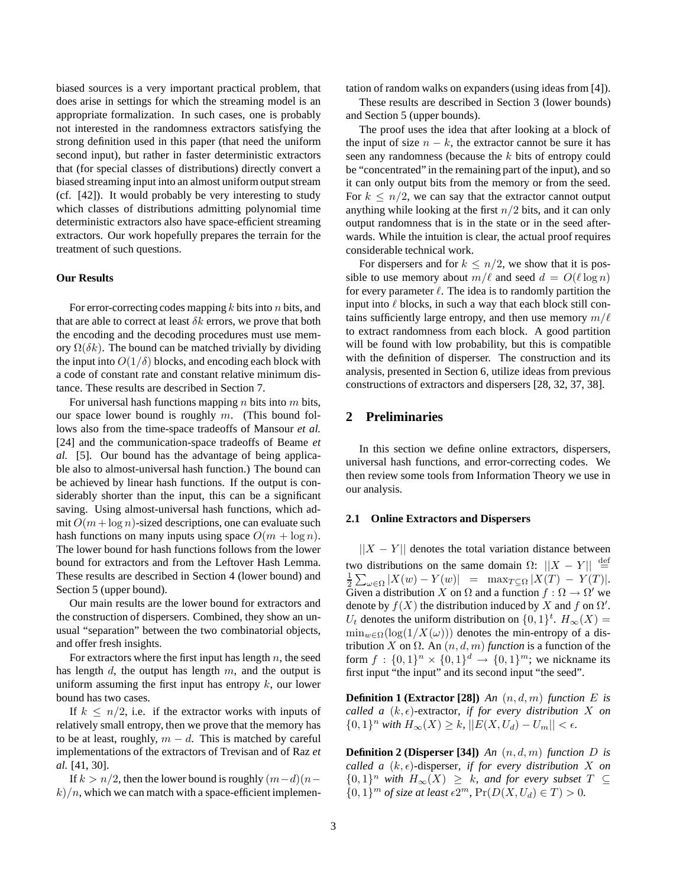biased sources is a very important practical problem, that does arise in settings for which the streaming model is an appropriate formalization. In such cases, one is probably not interested in the randomness extractors satisfying the strong definition used in this paper (that need the uniform second input), but rather in faster deterministic extractors that (for special classes of distributions) directly convert a biased streaming input into an almost uniform output stream (cf. [42]). It would probably be very interesting to study which classes of distributions admitting polynomial time deterministic extractors also have space-efficient streaming extractors. Our work hopefully prepares the terrain for the treatment of such questions.

#### Our Results

For error-correcting codes mapping $k$ bits into $n$ bits, and that are able to correct at least $\delta k$ errors, we prove that both the encoding and the decoding procedures must use memory $\Omega(\delta k)$. The bound can be matched trivially by dividing the input into $O(1/\delta)$ blocks, and encoding each block with a code of constant rate and constant relative minimum distance. These results are described in Section 7.

For universal hash functions mapping $n$ bits into $m$ bits, our space lower bound is roughly $m$. (This bound follows also from the time-space tradeoffs of Mansour *et al.* [24] and the communication-space tradeoffs of Beame *et al.* [5]. Our bound has the advantage of being applicable also to almost-universal hash function.) The bound can be achieved by linear hash functions. If the output is considerably shorter than the input, this can be a significant saving. Using almost-universal hash functions, which admit $O(m+\log n)$-sized descriptions, one can evaluate such hash functions on many inputs using space $O(m + \log n)$. The lower bound for hash functions follows from the lower bound for extractors and from the Leftover Hash Lemma. These results are described in Section 4 (lower bound) and Section 5 (upper bound).

Our main results are the lower bound for extractors and the construction of dispersers. Combined, they show an unusual "separation" between the two combinatorial objects, and offer fresh insights.

For extractors where the first input has length $n$, the seed has length $d$, the output has length $m$, and the output is uniform assuming the first input has entropy $k$, our lower bound has two cases.

If $k \leq n/2$, i.e. if the extractor works with inputs of relatively small entropy, then we prove that the memory has to be at least, roughly, $m - d$. This is matched by careful implementations of the extractors of Trevisan and of Raz *et al.* [41, 30].

If $k > n/2$, then the lower bound is roughly $(m-d)(n-k)/n$, which we can match with a space-efficient implementation of random walks on expanders (using ideas from [4]).

These results are described in Section 3 (lower bounds) and Section 5 (upper bounds).

The proof uses the idea that after looking at a block of the input of size $n - k$, the extractor cannot be sure it has seen any randomness (because the $k$ bits of entropy could be "concentrated" in the remaining part of the input), and so it can only output bits from the memory or from the seed. For $k \leq n/2$, we can say that the extractor cannot output anything while looking at the first $n/2$ bits, and it can only output randomness that is in the state or in the seed afterwards. While the intuition is clear, the actual proof requires considerable technical work.

For dispersers and for $k \leq n/2$, we show that it is possible to use memory about $m/\ell$ and seed $d = O(\ell \log n)$ for every parameter $\ell$. The idea is to randomly partition the input into $\ell$ blocks, in such a way that each block still contains sufficiently large entropy, and then use memory $m/\ell$ to extract randomness from each block. A good partition will be found with low probability, but this is compatible with the definition of disperser. The construction and its analysis, presented in Section 6, utilize ideas from previous constructions of extractors and dispersers [28, 32, 37, 38].

## 2 Preliminaries

In this section we define online extractors, dispersers, universal hash functions, and error-correcting codes. We then review some tools from Information Theory we use in our analysis.

### 2.1 Online Extractors and Dispersers

$||X - Y||$ denotes the total variation distance between two distributions on the same domain $\Omega$: $||X - Y|| \stackrel{\text{def}}{=} \frac{1}{2}\sum_{\omega\in\Omega} |X(w) - Y(w)| = \max_{T\subseteq\Omega} |X(T) - Y(T)|$. Given a distribution $X$ on $\Omega$ and a function $f : \Omega \to \Omega'$ we denote by $f(X)$ the distribution induced by $X$ and $f$ on $\Omega'$. $U_t$ denotes the uniform distribution on $\{0,1\}^t$. $H_\infty(X) = \min_{w\in\Omega}(\log(1/X(\omega)))$ denotes the min-entropy of a distribution $X$ on $\Omega$. An $(n, d, m)$ *function* is a function of the form $f : \{0,1\}^n \times \{0,1\}^d \to \{0,1\}^m$; we nickname its first input "the input" and its second input "the seed".

**Definition 1 (Extractor [28])** *An $(n, d, m)$ function $E$ is called a $(k, \epsilon)$-extractor, if for every distribution $X$ on $\{0,1\}^n$ with $H_\infty(X) \geq k$, $||E(X, U_d) - U_m|| < \epsilon$.*

**Definition 2 (Disperser [34])** *An $(n, d, m)$ function $D$ is called a $(k, \epsilon)$-disperser, if for every distribution $X$ on $\{0,1\}^n$ with $H_\infty(X) \geq k$, and for every subset $T \subseteq \{0,1\}^m$ of size at least $\epsilon 2^m$, $\Pr(D(X, U_d) \in T) > 0$.*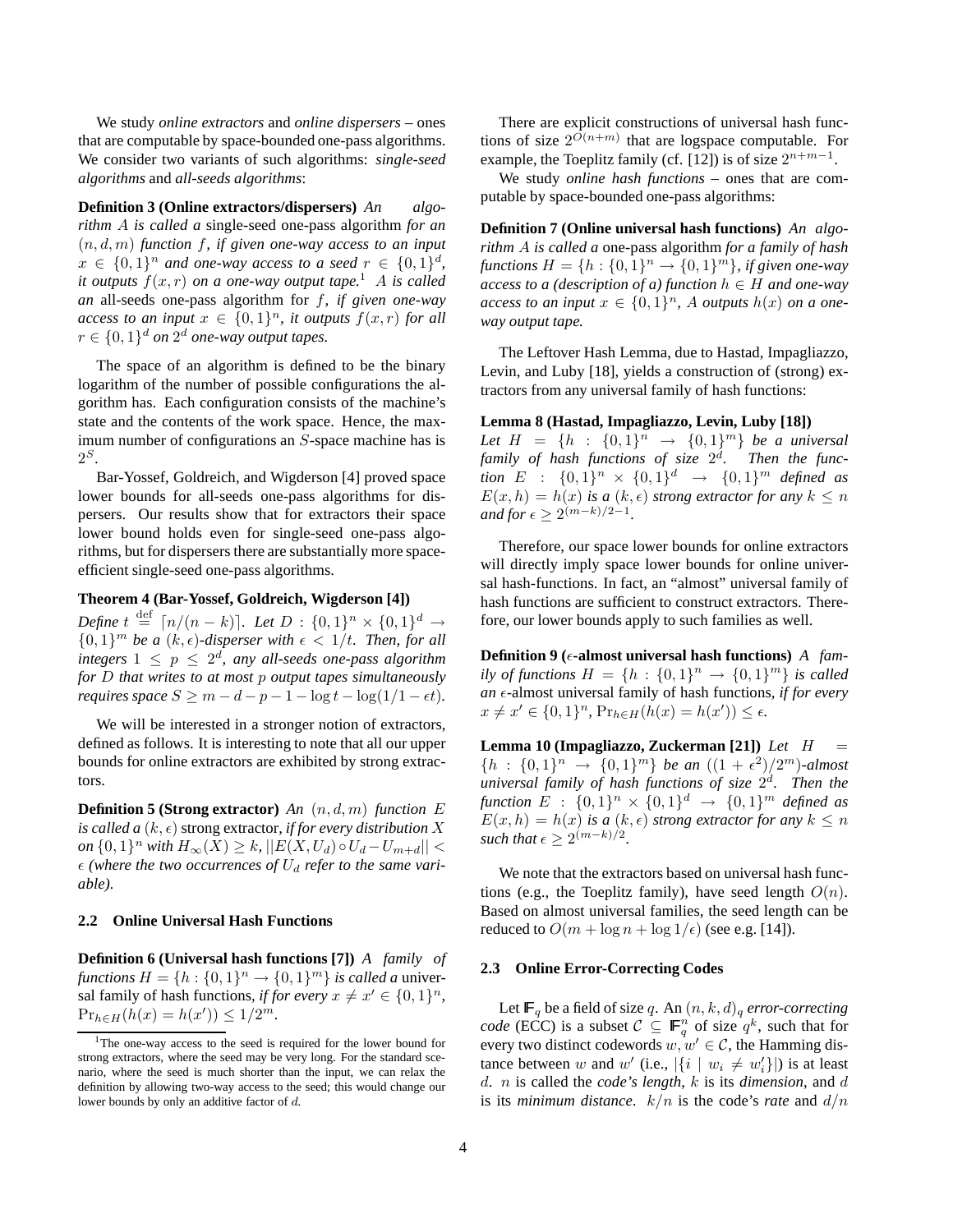We study *online extractors* and *online dispersers* – ones that are computable by space-bounded one-pass algorithms. We consider two variants of such algorithms: *single-seed algorithms* and *all-seeds algorithms*:

**Definition 3 (Online extractors/dispersers)** *An algorithm $A$ is called a* single-seed one-pass algorithm *for an $(n, d, m)$ function $f$, if given one-way access to an input $x \in \{0,1\}^n$ and one-way access to a seed $r \in \{0,1\}^d$, it outputs $f(x, r)$ on a one-way output tape.*[1] *$A$ is called an* all-seeds one-pass algorithm *for $f$, if given one-way access to an input $x \in \{0,1\}^n$, it outputs $f(x, r)$ for all $r \in \{0,1\}^d$ on $2^d$ one-way output tapes.*

The space of an algorithm is defined to be the binary logarithm of the number of possible configurations the algorithm has. Each configuration consists of the machine's state and the contents of the work space. Hence, the maximum number of configurations an $S$-space machine has is $2^S$.

Bar-Yossef, Goldreich, and Wigderson [4] proved space lower bounds for all-seeds one-pass algorithms for dispersers. Our results show that for extractors their space lower bound holds even for single-seed one-pass algorithms, but for dispersers there are substantially more space-efficient single-seed one-pass algorithms.

**Theorem 4 (Bar-Yossef, Goldreich, Wigderson [4])** *Define $t \stackrel{\text{def}}{=} \lceil n/(n-k) \rceil$. Let $D : \{0,1\}^n \times \{0,1\}^d \rightarrow \{0,1\}^m$ be a $(k, \epsilon)$-disperser with $\epsilon < 1/t$. Then, for all integers $1 \leq p \leq 2^d$, any all-seeds one-pass algorithm for $D$ that writes to at most $p$ output tapes simultaneously requires space $S \geq m - d - p - 1 - \log t - \log(1/1 - \epsilon t)$.*

We will be interested in a stronger notion of extractors, defined as follows. It is interesting to note that all our upper bounds for online extractors are exhibited by strong extractors.

**Definition 5 (Strong extractor)** *An $(n, d, m)$ function $E$ is called a $(k, \epsilon)$* strong extractor*, if for every distribution $X$ on $\{0,1\}^n$ with $H_\infty(X) \geq k$, $||E(X, U_d) \circ U_d - U_{m+d}|| < \epsilon$ (where the two occurrences of $U_d$ refer to the same variable).*

### 2.2 Online Universal Hash Functions

**Definition 6 (Universal hash functions [7])** *A family of functions $H = \{h : \{0,1\}^n \rightarrow \{0,1\}^m\}$ is called a* universal family of hash functions*, if for every $x \neq x' \in \{0,1\}^n$, $\Pr_{h \in H}(h(x) = h(x')) \leq 1/2^m$.*

There are explicit constructions of universal hash functions of size $2^{O(n+m)}$ that are logspace computable. For example, the Toeplitz family (cf. [12]) is of size $2^{n+m-1}$.

We study *online hash functions* – ones that are computable by space-bounded one-pass algorithms:

**Definition 7 (Online universal hash functions)** *An algorithm $A$ is called a* one-pass algorithm *for a family of hash functions $H = \{h : \{0,1\}^n \rightarrow \{0,1\}^m\}$, if given one-way access to a (description of a) function $h \in H$ and one-way access to an input $x \in \{0,1\}^n$, $A$ outputs $h(x)$ on a one-way output tape.*

The Leftover Hash Lemma, due to Hastad, Impagliazzo, Levin, and Luby [18], yields a construction of (strong) extractors from any universal family of hash functions:

**Lemma 8 (Hastad, Impagliazzo, Levin, Luby [18])** *Let $H = \{h : \{0,1\}^n \rightarrow \{0,1\}^m\}$ be a universal family of hash functions of size $2^d$. Then the function $E : \{0,1\}^n \times \{0,1\}^d \rightarrow \{0,1\}^m$ defined as $E(x, h) = h(x)$ is a $(k, \epsilon)$ strong extractor for any $k \leq n$ and for $\epsilon \geq 2^{(m-k)/2-1}$.*

Therefore, our space lower bounds for online extractors will directly imply space lower bounds for online universal hash-functions. In fact, an "almost" universal family of hash functions are sufficient to construct extractors. Therefore, our lower bounds apply to such families as well.

**Definition 9 ($\epsilon$-almost universal hash functions)** *A family of functions $H = \{h : \{0,1\}^n \rightarrow \{0,1\}^m\}$ is called an $\epsilon$-*almost universal family of hash functions*, if for every $x \neq x' \in \{0,1\}^n$, $\Pr_{h \in H}(h(x) = h(x')) \leq \epsilon$.*

**Lemma 10 (Impagliazzo, Zuckerman [21])** *Let $H = \{h : \{0,1\}^n \rightarrow \{0,1\}^m\}$ be an $((1 + \epsilon^2)/2^m)$-almost universal family of hash functions of size $2^d$. Then the function $E : \{0,1\}^n \times \{0,1\}^d \rightarrow \{0,1\}^m$ defined as $E(x, h) = h(x)$ is a $(k, \epsilon)$ strong extractor for any $k \leq n$ such that $\epsilon \geq 2^{(m-k)/2}$.*

We note that the extractors based on universal hash functions (e.g., the Toeplitz family), have seed length $O(n)$. Based on almost universal families, the seed length can be reduced to $O(m + \log n + \log 1/\epsilon)$ (see e.g. [14]).

### 2.3 Online Error-Correcting Codes

Let $\mathbb{F}_q$ be a field of size $q$. An $(n, k, d)_q$ *error-correcting code* (ECC) is a subset $\mathcal{C} \subseteq \mathbb{F}_q^n$ of size $q^k$, such that for every two distinct codewords $w, w' \in \mathcal{C}$, the Hamming distance between $w$ and $w'$ (i.e., $|\{i \mid w_i \neq w'_i\}|$) is at least $d$. $n$ is called the *code's length*, $k$ is its *dimension*, and $d$ is its *minimum distance*. $k/n$ is the code's *rate* and $d/n$

[1] The one-way access to the seed is required for the lower bound for strong extractors, where the seed may be very long. For the standard scenario, where the seed is much shorter than the input, we can relax the definition by allowing two-way access to the seed; this would change our lower bounds by only an additive factor of $d$.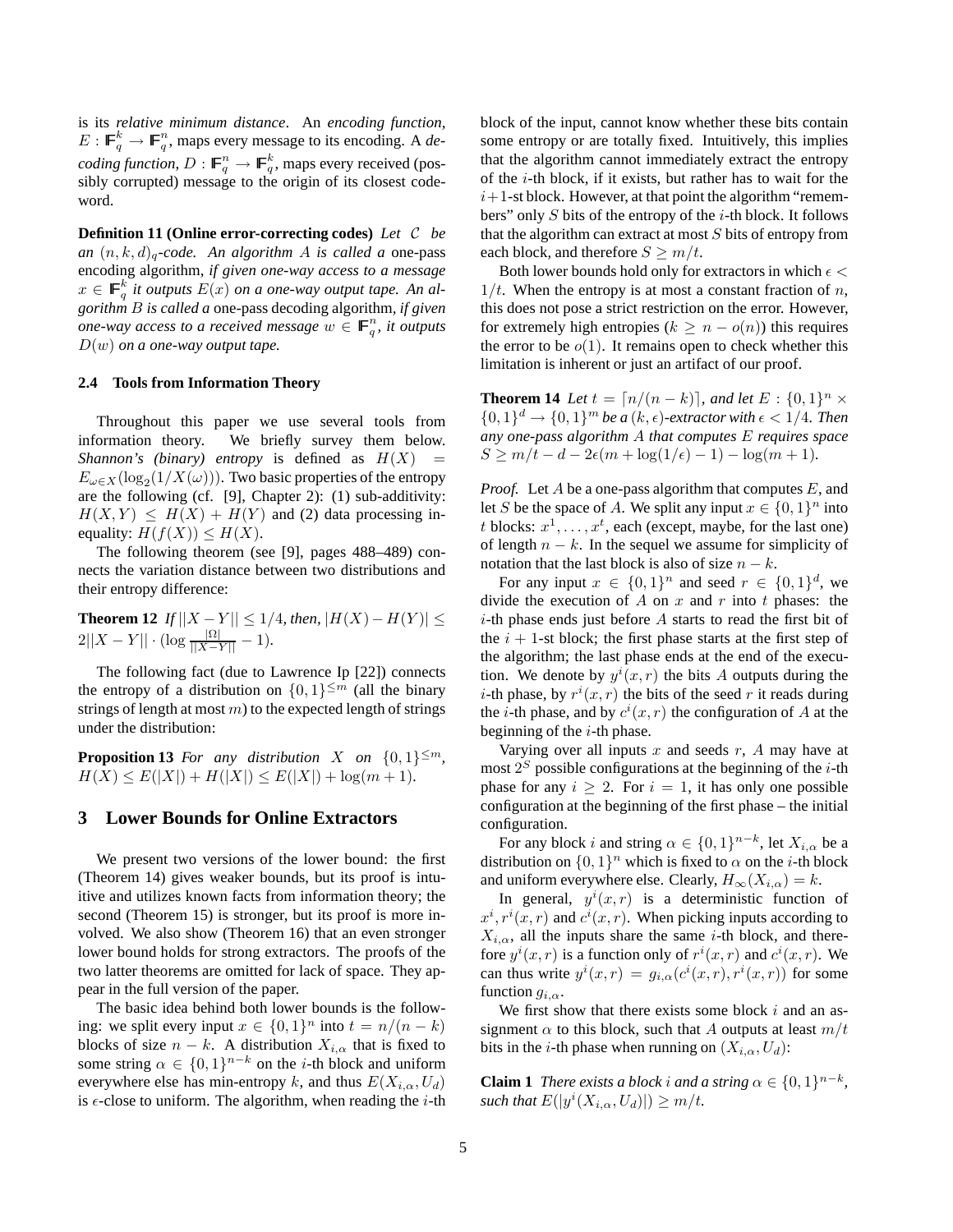is its *relative minimum distance*. An *encoding function*, $E : \mathbb{F}_q^k \to \mathbb{F}_q^n$, maps every message to its encoding. A *decoding function*, $D : \mathbb{F}_q^n \to \mathbb{F}_q^k$, maps every received (possibly corrupted) message to the origin of its closest codeword.

**Definition 11 (Online error-correcting codes)** *Let $\mathcal{C}$ be an $(n, k, d)_q$-code. An algorithm $A$ is called a* one-pass encoding algorithm, *if given one-way access to a message $x \in \mathbb{F}_q^k$ it outputs $E(x)$ on a one-way output tape. An algorithm $B$ is called a* one-pass decoding algorithm, *if given one-way access to a received message $w \in \mathbb{F}_q^n$, it outputs $D(w)$ on a one-way output tape.*

### 2.4 Tools from Information Theory

Throughout this paper we use several tools from information theory. We briefly survey them below. *Shannon's (binary) entropy* is defined as $H(X) = E_{\omega \in X}(\log_2(1/X(\omega)))$. Two basic properties of the entropy are the following (cf. [9], Chapter 2): (1) sub-additivity: $H(X, Y) \leq H(X) + H(Y)$ and (2) data processing inequality: $H(f(X)) \leq H(X)$.

The following theorem (see [9], pages 488–489) connects the variation distance between two distributions and their entropy difference:

**Theorem 12** *If $||X - Y|| \leq 1/4$, then, $|H(X) - H(Y)| \leq 2||X - Y|| \cdot (\log \frac{|\Omega|}{||X-Y||} - 1)$.*

The following fact (due to Lawrence Ip [22]) connects the entropy of a distribution on $\{0,1\}^{\leq m}$ (all the binary strings of length at most $m$) to the expected length of strings under the distribution:

**Proposition 13** *For any distribution $X$ on $\{0,1\}^{\leq m}$, $H(X) \leq E(|X|) + H(|X|) \leq E(|X|) + \log(m + 1)$.*

## 3 Lower Bounds for Online Extractors

We present two versions of the lower bound: the first (Theorem 14) gives weaker bounds, but its proof is intuitive and utilizes known facts from information theory; the second (Theorem 15) is stronger, but its proof is more involved. We also show (Theorem 16) that an even stronger lower bound holds for strong extractors. The proofs of the two latter theorems are omitted for lack of space. They appear in the full version of the paper.

The basic idea behind both lower bounds is the following: we split every input $x \in \{0,1\}^n$ into $t = n/(n-k)$ blocks of size $n - k$. A distribution $X_{i,\alpha}$ that is fixed to some string $\alpha \in \{0,1\}^{n-k}$ on the $i$-th block and uniform everywhere else has min-entropy $k$, and thus $E(X_{i,\alpha}, U_d)$ is $\epsilon$-close to uniform. The algorithm, when reading the $i$-th block of the input, cannot know whether these bits contain some entropy or are totally fixed. Intuitively, this implies that the algorithm cannot immediately extract the entropy of the $i$-th block, if it exists, but rather has to wait for the $i+1$-st block. However, at that point the algorithm "remembers" only $S$ bits of the entropy of the $i$-th block. It follows that the algorithm can extract at most $S$ bits of entropy from each block, and therefore $S \geq m/t$.

Both lower bounds hold only for extractors in which $\epsilon < 1/t$. When the entropy is at most a constant fraction of $n$, this does not pose a strict restriction on the error. However, for extremely high entropies ($k \geq n - o(n)$) this requires the error to be $o(1)$. It remains open to check whether this limitation is inherent or just an artifact of our proof.

**Theorem 14** *Let $t = \lceil n/(n-k) \rceil$, and let $E : \{0,1\}^n \times \{0,1\}^d \to \{0,1\}^m$ be a $(k, \epsilon)$-extractor with $\epsilon < 1/4$. Then any one-pass algorithm $A$ that computes $E$ requires space $S \geq m/t - d - 2\epsilon(m + \log(1/\epsilon) - 1) - \log(m + 1)$.*

*Proof.* Let $A$ be a one-pass algorithm that computes $E$, and let $S$ be the space of $A$. We split any input $x \in \{0,1\}^n$ into $t$ blocks: $x^1, \ldots, x^t$, each (except, maybe, for the last one) of length $n - k$. In the sequel we assume for simplicity of notation that the last block is also of size $n - k$.

For any input $x \in \{0,1\}^n$ and seed $r \in \{0,1\}^d$, we divide the execution of $A$ on $x$ and $r$ into $t$ phases: the $i$-th phase ends just before $A$ starts to read the first bit of the $i + 1$-st block; the first phase starts at the first step of the algorithm; the last phase ends at the end of the execution. We denote by $y^i(x, r)$ the bits $A$ outputs during the $i$-th phase, by $r^i(x, r)$ the bits of the seed $r$ it reads during the $i$-th phase, and by $c^i(x, r)$ the configuration of $A$ at the beginning of the $i$-th phase.

Varying over all inputs $x$ and seeds $r$, $A$ may have at most $2^S$ possible configurations at the beginning of the $i$-th phase for any $i \geq 2$. For $i = 1$, it has only one possible configuration at the beginning of the first phase – the initial configuration.

For any block $i$ and string $\alpha \in \{0,1\}^{n-k}$, let $X_{i,\alpha}$ be a distribution on $\{0,1\}^n$ which is fixed to $\alpha$ on the $i$-th block and uniform everywhere else. Clearly, $H_\infty(X_{i,\alpha}) = k$.

In general, $y^i(x, r)$ is a deterministic function of $x^i, r^i(x, r)$ and $c^i(x, r)$. When picking inputs according to $X_{i,\alpha}$, all the inputs share the same $i$-th block, and therefore $y^i(x, r)$ is a function only of $r^i(x, r)$ and $c^i(x, r)$. We can thus write $y^i(x, r) = g_{i,\alpha}(c^i(x, r), r^i(x, r))$ for some function $g_{i,\alpha}$.

We first show that there exists some block $i$ and an assignment $\alpha$ to this block, such that $A$ outputs at least $m/t$ bits in the $i$-th phase when running on $(X_{i,\alpha}, U_d)$:

**Claim 1** *There exists a block $i$ and a string $\alpha \in \{0,1\}^{n-k}$, such that $E(|y^i(X_{i,\alpha}, U_d)|) \geq m/t$.*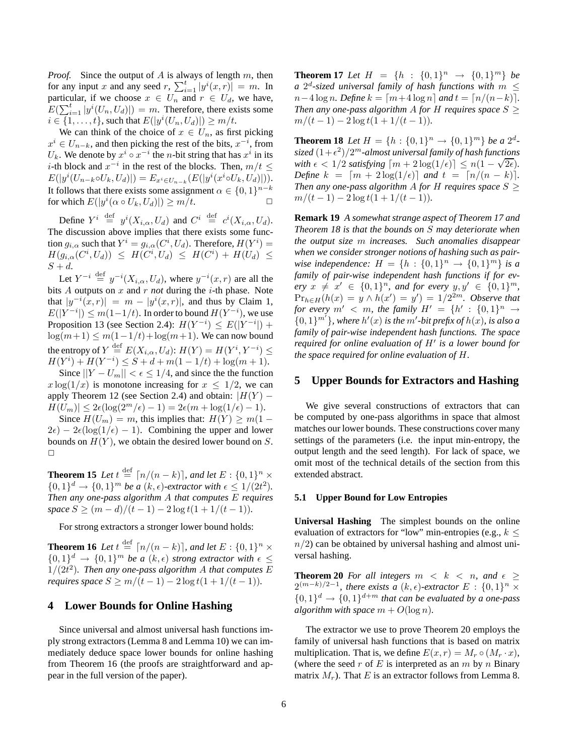*Proof.* Since the output of $A$ is always of length $m$, then for any input $x$ and any seed $r$, $\sum_{i=1}^{t} |y^i(x,r)| = m$. In particular, if we choose $x \in U_n$ and $r \in U_d$, we have, $E(\sum_{i=1}^{t} |y^i(U_n, U_d)|) = m$. Therefore, there exists some $i \in \{1, \ldots, t\}$, such that $E(|y^i(U_n, U_d)|) \geq m/t$.

We can think of the choice of $x \in U_n$, as first picking $x^i \in U_{n-k}$, and then picking the rest of the bits, $x^{-i}$, from $U_k$. We denote by $x^i \circ x^{-i}$ the $n$-bit string that has $x^i$ in its $i$-th block and $x^{-i}$ in the rest of the blocks. Then, $m/t \leq E(|y^i(U_{n-k} \circ U_k, U_d)|) = E_{x^i \in U_{n-k}}(E(|y^i(x^i \circ U_k, U_d)|))$. It follows that there exists some assignment $\alpha \in \{0,1\}^{n-k}$ for which $E(|y^i(\alpha \circ U_k, U_d)|) \geq m/t$. □

Define $Y^i \stackrel{\text{def}}{=} y^i(X_{i,\alpha}, U_d)$ and $C^i \stackrel{\text{def}}{=} c^i(X_{i,\alpha}, U_d)$. The discussion above implies that there exists some function $g_{i,\alpha}$ such that $Y^i = g_{i,\alpha}(C^i, U_d)$. Therefore, $H(Y^i) = H(g_{i,\alpha}(C^i, U_d)) \leq H(C^i, U_d) \leq H(C^i) + H(U_d) \leq S + d$.

Let $Y^{-i} \stackrel{\text{def}}{=} y^{-i}(X_{i,\alpha}, U_d)$, where $y^{-i}(x,r)$ are all the bits $A$ outputs on $x$ and $r$ *not* during the $i$-th phase. Note that $|y^{-i}(x,r)| = m - |y^i(x,r)|$, and thus by Claim 1, $E(|Y^{-i}|) \leq m(1-1/t)$. In order to bound $H(Y^{-i})$, we use Proposition 13 (see Section 2.4): $H(Y^{-i}) \leq E(|Y^{-i}|) + \log(m+1) \leq m(1-1/t) + \log(m+1)$. We can now bound the entropy of $Y \stackrel{\text{def}}{=} E(X_{i,\alpha}, U_d)$: $H(Y) = H(Y^i, Y^{-i}) \leq H(Y^i) + H(Y^{-i}) \leq S + d + m(1-1/t) + \log(m+1)$.

Since $||Y - U_m|| < \epsilon \leq 1/4$, and since the the function $x \log(1/x)$ is monotone increasing for $x \leq 1/2$, we can apply Theorem 12 (see Section 2.4) and obtain: $|H(Y) - H(U_m)| \leq 2\epsilon(\log(2^m/\epsilon) - 1) = 2\epsilon(m + \log(1/\epsilon) - 1)$.

Since $H(U_m) = m$, this implies that: $H(Y) \geq m(1 - 2\epsilon) - 2\epsilon(\log(1/\epsilon) - 1)$. Combining the upper and lower bounds on $H(Y)$, we obtain the desired lower bound on $S$. □

**Theorem 15** *Let $t \stackrel{\text{def}}{=} \lceil n/(n-k) \rceil$, and let $E : \{0,1\}^n \times \{0,1\}^d \rightarrow \{0,1\}^m$ be a $(k,\epsilon)$-extractor with $\epsilon \leq 1/(2t^2)$. Then any one-pass algorithm $A$ that computes $E$ requires space $S \geq (m-d)/(t-1) - 2\log t(1 + 1/(t-1))$.*

For strong extractors a stronger lower bound holds:

**Theorem 16** *Let $t \stackrel{\text{def}}{=} \lceil n/(n-k) \rceil$, and let $E : \{0,1\}^n \times \{0,1\}^d \rightarrow \{0,1\}^m$ be a $(k,\epsilon)$ strong extractor with $\epsilon \leq 1/(2t^2)$. Then any one-pass algorithm $A$ that computes $E$ requires space $S \geq m/(t-1) - 2\log t(1 + 1/(t-1))$.*

## 4 Lower Bounds for Online Hashing

Since universal and almost universal hash functions imply strong extractors (Lemma 8 and Lemma 10) we can immediately deduce space lower bounds for online hashing from Theorem 16 (the proofs are straightforward and appear in the full version of the paper).

**Theorem 17** *Let $H = \{h : \{0,1\}^n \rightarrow \{0,1\}^m\}$ be a $2^d$-sized universal family of hash functions with $m \leq n - 4\log n$. Define $k = \lceil m + 4\log n \rceil$ and $t = \lceil n/(n-k) \rceil$. Then any one-pass algorithm $A$ for $H$ requires space $S \geq m/(t-1) - 2\log t(1 + 1/(t-1))$.*

**Theorem 18** *Let $H = \{h : \{0,1\}^n \rightarrow \{0,1\}^m\}$ be a $2^d$-sized $(1+\epsilon^2)/2^m$-almost universal family of hash functions with $\epsilon < 1/2$ satisfying $\lceil m + 2\log(1/\epsilon) \rceil \leq n(1 - \sqrt{2\epsilon})$. Define $k = \lceil m + 2\log(1/\epsilon) \rceil$ and $t = \lceil n/(n-k) \rceil$. Then any one-pass algorithm $A$ for $H$ requires space $S \geq m/(t-1) - 2\log t(1 + 1/(t-1))$.*

**Remark 19** *A somewhat strange aspect of Theorem 17 and Theorem 18 is that the bounds on $S$ may deteriorate when the output size $m$ increases. Such anomalies disappear when we consider stronger notions of hashing such as pair-wise independence: $H = \{h : \{0,1\}^n \rightarrow \{0,1\}^m\}$ is a family of pair-wise independent hash functions if for every $x \neq x' \in \{0,1\}^n$, and for every $y, y' \in \{0,1\}^m$, $\Pr_{h \in H}(h(x) = y \wedge h(x') = y') = 1/2^{2m}$. Observe that for every $m' < m$, the family $H' = \{h' : \{0,1\}^n \rightarrow \{0,1\}^{m'}\}$, where $h'(x)$ is the $m'$-bit prefix of $h(x)$, is also a family of pair-wise independent hash functions. The space required for online evaluation of $H'$ is a lower bound for the space required for online evaluation of $H$.*

## 5 Upper Bounds for Extractors and Hashing

We give several constructions of extractors that can be computed by one-pass algorithms in space that almost matches our lower bounds. These constructions cover many settings of the parameters (i.e. the input min-entropy, the output length and the seed length). For lack of space, we omit most of the technical details of the section from this extended abstract.

### 5.1 Upper Bound for Low Entropies

**Universal Hashing** The simplest bounds on the online evaluation of extractors for "low" min-entropies (e.g., $k \leq n/2$) can be obtained by universal hashing and almost universal hashing.

**Theorem 20** *For all integers $m < k < n$, and $\epsilon \geq 2^{(m-k)/2-1}$, there exists a $(k,\epsilon)$-extractor $E : \{0,1\}^n \times \{0,1\}^d \rightarrow \{0,1\}^{d+m}$ that can be evaluated by a one-pass algorithm with space $m + O(\log n)$.*

The extractor we use to prove Theorem 20 employs the family of universal hash functions that is based on matrix multiplication. That is, we define $E(x,r) = M_r \circ (M_r \cdot x)$, (where the seed $r$ of $E$ is interpreted as an $m$ by $n$ Binary matrix $M_r$). That $E$ is an extractor follows from Lemma 8.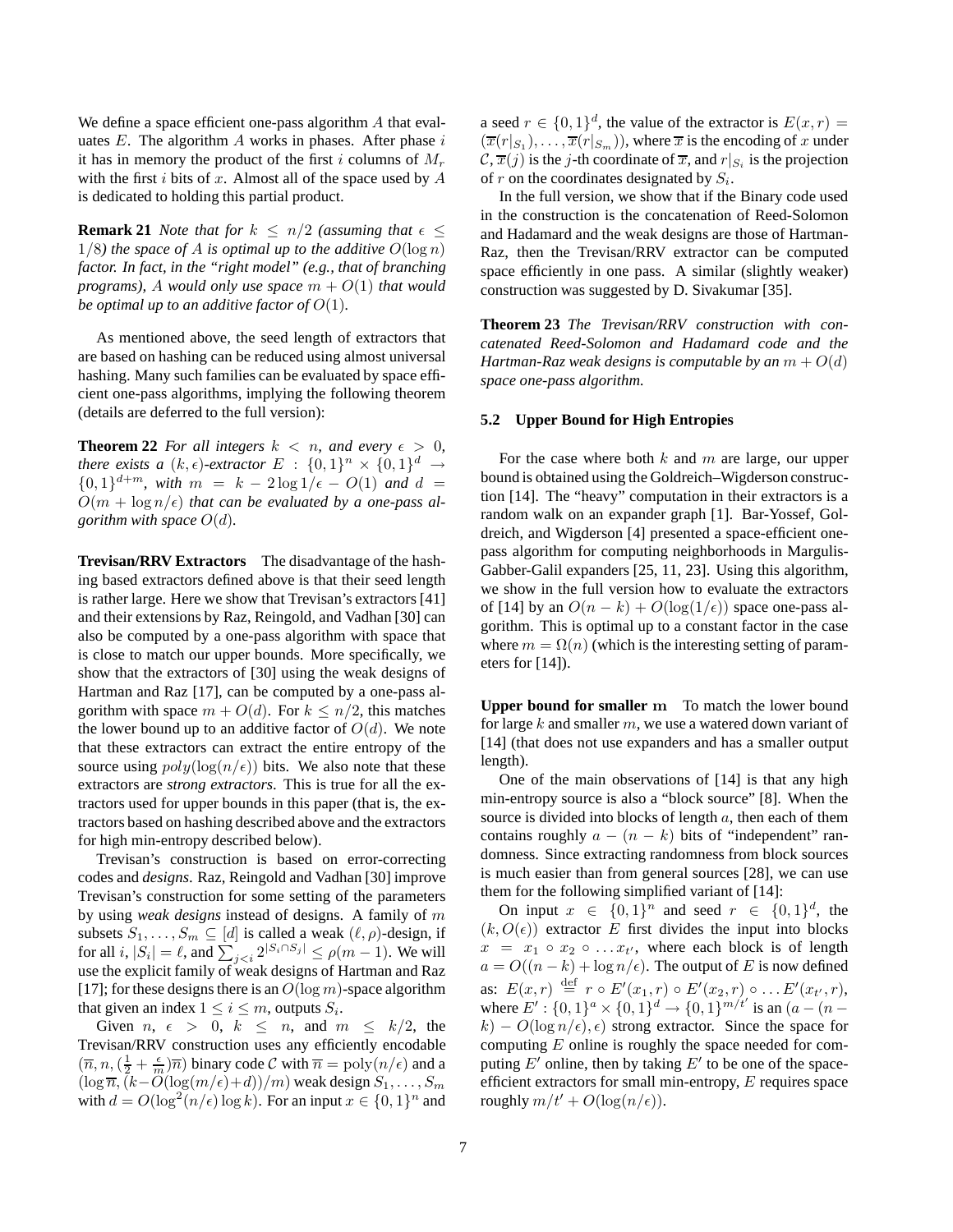We define a space efficient one-pass algorithm $A$ that evaluates $E$. The algorithm $A$ works in phases. After phase $i$ it has in memory the product of the first $i$ columns of $M_r$ with the first $i$ bits of $x$. Almost all of the space used by $A$ is dedicated to holding this partial product.

**Remark 21** *Note that for $k \leq n/2$ (assuming that $\epsilon \leq 1/8$) the space of $A$ is optimal up to the additive $O(\log n)$ factor. In fact, in the "right model" (e.g., that of branching programs), $A$ would only use space $m + O(1)$ that would be optimal up to an additive factor of $O(1)$.*

As mentioned above, the seed length of extractors that are based on hashing can be reduced using almost universal hashing. Many such families can be evaluated by space efficient one-pass algorithms, implying the following theorem (details are deferred to the full version):

**Theorem 22** *For all integers $k < n$, and every $\epsilon > 0$, there exists a $(k, \epsilon)$-extractor $E : \{0,1\}^n \times \{0,1\}^d \to \{0,1\}^{d+m}$, with $m = k - 2\log 1/\epsilon - O(1)$ and $d = O(m + \log n/\epsilon)$ that can be evaluated by a one-pass algorithm with space $O(d)$.*

**Trevisan/RRV Extractors** The disadvantage of the hashing based extractors defined above is that their seed length is rather large. Here we show that Trevisan's extractors [41] and their extensions by Raz, Reingold, and Vadhan [30] can also be computed by a one-pass algorithm with space that is close to match our upper bounds. More specifically, we show that the extractors of [30] using the weak designs of Hartman and Raz [17], can be computed by a one-pass algorithm with space $m + O(d)$. For $k \leq n/2$, this matches the lower bound up to an additive factor of $O(d)$. We note that these extractors can extract the entire entropy of the source using $poly(\log(n/\epsilon))$ bits. We also note that these extractors are *strong extractors*. This is true for all the extractors used for upper bounds in this paper (that is, the extractors based on hashing described above and the extractors for high min-entropy described below).

Trevisan's construction is based on error-correcting codes and *designs*. Raz, Reingold and Vadhan [30] improve Trevisan's construction for some setting of the parameters by using *weak designs* instead of designs. A family of $m$ subsets $S_1, \ldots, S_m \subseteq [d]$ is called a weak $(\ell, \rho)$-design, if for all $i$, $|S_i| = \ell$, and $\sum_{j<i} 2^{|S_i \cap S_j|} \leq \rho(m-1)$. We will use the explicit family of weak designs of Hartman and Raz [17]; for these designs there is an $O(\log m)$-space algorithm that given an index $1 \leq i \leq m$, outputs $S_i$.

Given $n$, $\epsilon > 0$, $k \leq n$, and $m \leq k/2$, the Trevisan/RRV construction uses any efficiently encodable $(\overline{n}, n, (\frac{1}{2} + \frac{\epsilon}{m})\overline{n})$ binary code $\mathcal{C}$ with $\overline{n} = \mathrm{poly}(n/\epsilon)$ and a $(\log \overline{n}, (k - O(\log(m/\epsilon) + d))/m)$ weak design $S_1, \ldots, S_m$ with $d = O(\log^2(n/\epsilon)\log k)$. For an input $x \in \{0,1\}^n$ and a seed $r \in \{0,1\}^d$, the value of the extractor is $E(x, r) = (\overline{x}(r|_{S_1}), \ldots, \overline{x}(r|_{S_m}))$, where $\overline{x}$ is the encoding of $x$ under $\mathcal{C}$, $\overline{x}(j)$ is the $j$-th coordinate of $\overline{x}$, and $r|_{S_i}$ is the projection of $r$ on the coordinates designated by $S_i$.

In the full version, we show that if the Binary code used in the construction is the concatenation of Reed-Solomon and Hadamard and the weak designs are those of Hartman-Raz, then the Trevisan/RRV extractor can be computed space efficiently in one pass. A similar (slightly weaker) construction was suggested by D. Sivakumar [35].

**Theorem 23** *The Trevisan/RRV construction with concatenated Reed-Solomon and Hadamard code and the Hartman-Raz weak designs is computable by an $m + O(d)$ space one-pass algorithm.*

### 5.2 Upper Bound for High Entropies

For the case where both $k$ and $m$ are large, our upper bound is obtained using the Goldreich–Wigderson construction [14]. The "heavy" computation in their extractors is a random walk on an expander graph [1]. Bar-Yossef, Goldreich, and Wigderson [4] presented a space-efficient one-pass algorithm for computing neighborhoods in Margulis-Gabber-Galil expanders [25, 11, 23]. Using this algorithm, we show in the full version how to evaluate the extractors of [14] by an $O(n-k) + O(\log(1/\epsilon))$ space one-pass algorithm. This is optimal up to a constant factor in the case where $m = \Omega(n)$ (which is the interesting setting of parameters for [14]).

**Upper bound for smaller m** To match the lower bound for large $k$ and smaller $m$, we use a watered down variant of [14] (that does not use expanders and has a smaller output length).

One of the main observations of [14] is that any high min-entropy source is also a "block source" [8]. When the source is divided into blocks of length $a$, then each of them contains roughly $a - (n-k)$ bits of "independent" randomness. Since extracting randomness from block sources is much easier than from general sources [28], we can use them for the following simplified variant of [14]:

On input $x \in \{0,1\}^n$ and seed $r \in \{0,1\}^d$, the $(k, O(\epsilon))$ extractor $E$ first divides the input into blocks $x = x_1 \circ x_2 \circ \ldots x_{t'}$, where each block is of length $a = O((n-k) + \log n/\epsilon)$. The output of $E$ is now defined as: $E(x, r) \stackrel{\text{def}}{=} r \circ E'(x_1, r) \circ E'(x_2, r) \circ \ldots E'(x_{t'}, r)$, where $E' : \{0,1\}^a \times \{0,1\}^d \to \{0,1\}^{m/t'}$ is an $(a - (n-k) - O(\log n/\epsilon), \epsilon)$ strong extractor. Since the space for computing $E$ online is roughly the space needed for computing $E'$ online, then by taking $E'$ to be one of the space-efficient extractors for small min-entropy, $E$ requires space roughly $m/t' + O(\log(n/\epsilon))$.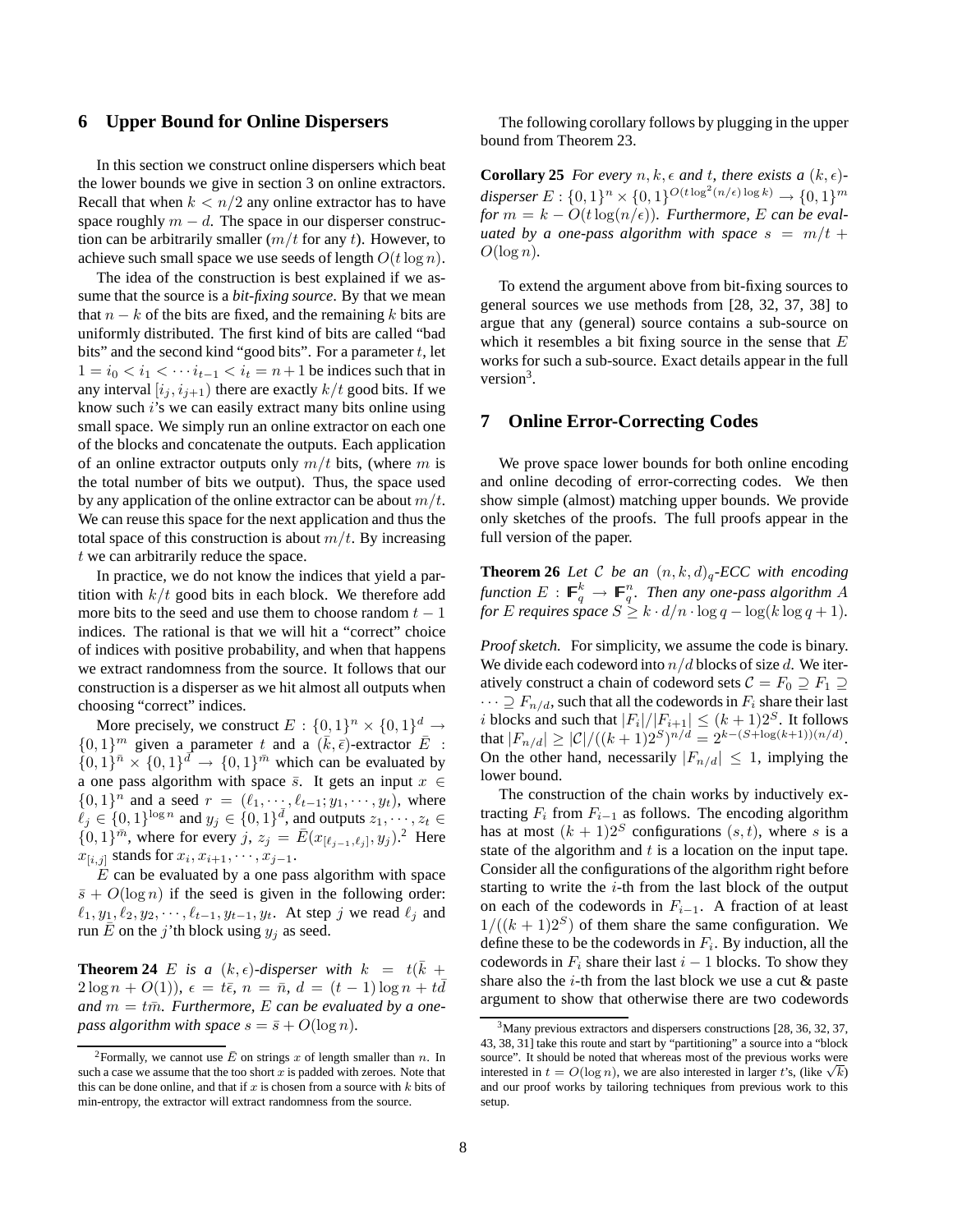## 6 Upper Bound for Online Dispersers

In this section we construct online dispersers which beat the lower bounds we give in section 3 on online extractors. Recall that when $k < n/2$ any online extractor has to have space roughly $m - d$. The space in our disperser construction can be arbitrarily smaller ($m/t$ for any $t$). However, to achieve such small space we use seeds of length $O(t \log n)$.

The idea of the construction is best explained if we assume that the source is a *bit-fixing source*. By that we mean that $n - k$ of the bits are fixed, and the remaining $k$ bits are uniformly distributed. The first kind of bits are called "bad bits" and the second kind "good bits". For a parameter $t$, let $1 = i_0 < i_1 < \cdots i_{t-1} < i_t = n+1$ be indices such that in any interval $[i_j, i_{j+1})$ there are exactly $k/t$ good bits. If we know such $i$'s we can easily extract many bits online using small space. We simply run an online extractor on each one of the blocks and concatenate the outputs. Each application of an online extractor outputs only $m/t$ bits, (where $m$ is the total number of bits we output). Thus, the space used by any application of the online extractor can be about $m/t$. We can reuse this space for the next application and thus the total space of this construction is about $m/t$. By increasing $t$ we can arbitrarily reduce the space.

In practice, we do not know the indices that yield a partition with $k/t$ good bits in each block. We therefore add more bits to the seed and use them to choose random $t-1$ indices. The rational is that we will hit a "correct" choice of indices with positive probability, and when that happens we extract randomness from the source. It follows that our construction is a disperser as we hit almost all outputs when choosing "correct" indices.

More precisely, we construct $E : \{0,1\}^n \times \{0,1\}^d \to \{0,1\}^m$ given a parameter $t$ and a $(\bar{k}, \bar{\epsilon})$-extractor $\bar{E} : \{0,1\}^{\bar{n}} \times \{0,1\}^{\bar{d}} \to \{0,1\}^{\bar{m}}$ which can be evaluated by a one pass algorithm with space $\bar{s}$. It gets an input $x \in \{0,1\}^n$ and a seed $r = (\ell_1, \cdots, \ell_{t-1}; y_1, \cdots, y_t)$, where $\ell_j \in \{0,1\}^{\log n}$ and $y_j \in \{0,1\}^{\bar{d}}$, and outputs $z_1, \cdots, z_t \in \{0,1\}^{\bar{m}}$, where for every $j$, $z_j = \bar{E}(x_{[\ell_{j-1}, \ell_j]}, y_j)$.[2] Here $x_{[i,j]}$ stands for $x_i, x_{i+1}, \cdots, x_{j-1}$.

$E$ can be evaluated by a one pass algorithm with space $\bar{s} + O(\log n)$ if the seed is given in the following order: $\ell_1, y_1, \ell_2, y_2, \cdots, \ell_{t-1}, y_{t-1}, y_t$. At step $j$ we read $\ell_j$ and run $\bar{E}$ on the $j$'th block using $y_j$ as seed.

**Theorem 24** *$E$ is a $(k, \epsilon)$-disperser with $k = t(\bar{k} + 2\log n + O(1))$, $\epsilon = t\bar{\epsilon}$, $n = \bar{n}$, $d = (t-1)\log n + t\bar{d}$ and $m = t\bar{m}$. Furthermore, $E$ can be evaluated by a one-pass algorithm with space $s = \bar{s} + O(\log n)$.*

The following corollary follows by plugging in the upper bound from Theorem 23.

**Corollary 25** *For every $n, k, \epsilon$ and $t$, there exists a $(k, \epsilon)$-disperser $E : \{0,1\}^n \times \{0,1\}^{O(t \log^2(n/\epsilon) \log k)} \to \{0,1\}^m$ for $m = k - O(t \log(n/\epsilon))$. Furthermore, $E$ can be evaluated by a one-pass algorithm with space $s = m/t + O(\log n)$.*

To extend the argument above from bit-fixing sources to general sources we use methods from [28, 32, 37, 38] to argue that any (general) source contains a sub-source on which it resembles a bit fixing source in the sense that $E$ works for such a sub-source. Exact details appear in the full version[3].

## 7 Online Error-Correcting Codes

We prove space lower bounds for both online encoding and online decoding of error-correcting codes. We then show simple (almost) matching upper bounds. We provide only sketches of the proofs. The full proofs appear in the full version of the paper.

**Theorem 26** *Let $\mathcal{C}$ be an $(n, k, d)_q$-ECC with encoding function $E : \mathbb{F}_q^k \to \mathbb{F}_q^n$. Then any one-pass algorithm $A$ for $E$ requires space $S \geq k \cdot d/n \cdot \log q - \log(k \log q + 1)$.*

*Proof sketch.* For simplicity, we assume the code is binary. We divide each codeword into $n/d$ blocks of size $d$. We iteratively construct a chain of codeword sets $\mathcal{C} = F_0 \supseteq F_1 \supseteq \cdots \supseteq F_{n/d}$, such that all the codewords in $F_i$ share their last $i$ blocks and such that $|F_i|/|F_{i+1}| \leq (k+1)2^S$. It follows that $|F_{n/d}| \geq |\mathcal{C}|/((k+1)2^S)^{n/d} = 2^{k-(S+\log(k+1))(n/d)}$. On the other hand, necessarily $|F_{n/d}| \leq 1$, implying the lower bound.

The construction of the chain works by inductively extracting $F_i$ from $F_{i-1}$ as follows. The encoding algorithm has at most $(k+1)2^S$ configurations $(s, t)$, where $s$ is a state of the algorithm and $t$ is a location on the input tape. Consider all the configurations of the algorithm right before starting to write the $i$-th from the last block of the output on each of the codewords in $F_{i-1}$. A fraction of at least $1/((k+1)2^S)$ of them share the same configuration. We define these to be the codewords in $F_i$. By induction, all the codewords in $F_i$ share their last $i-1$ blocks. To show they share also the $i$-th from the last block we use a cut & paste argument to show that otherwise there are two codewords

[2] Formally, we cannot use $\bar{E}$ on strings $x$ of length smaller than $n$. In such a case we assume that the too short $x$ is padded with zeroes. Note that this can be done online, and that if $x$ is chosen from a source with $k$ bits of min-entropy, the extractor will extract randomness from the source.

[3] Many previous extractors and dispersers constructions [28, 36, 32, 37, 43, 38, 31] take this route and start by "partitioning" a source into a "block source". It should be noted that whereas most of the previous works were interested in $t = O(\log n)$, we are also interested in larger $t$'s, (like $\sqrt{k}$) and our proof works by tailoring techniques from previous work to this setup.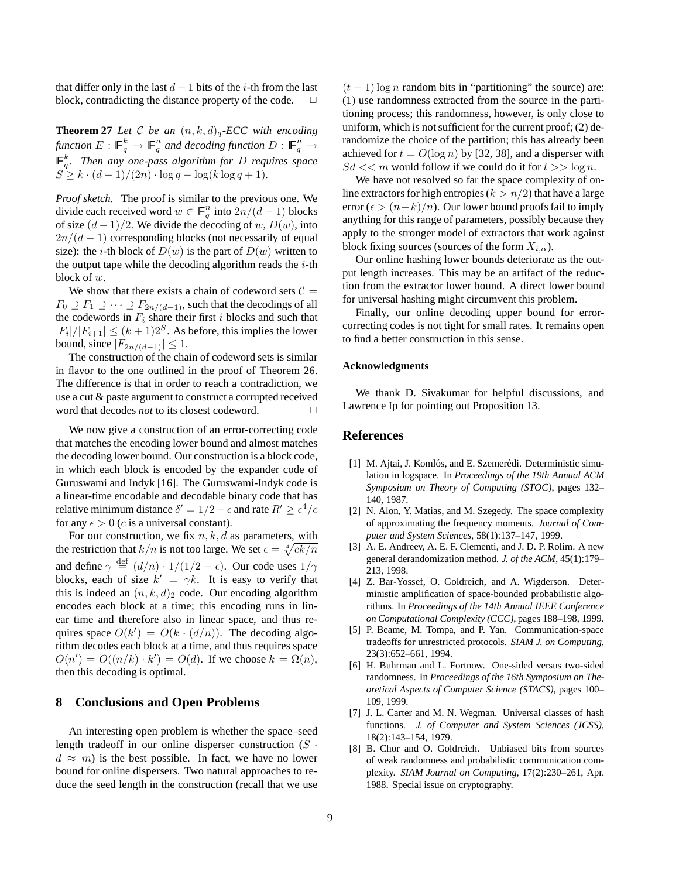that differ only in the last $d-1$ bits of the $i$-th from the last block, contradicting the distance property of the code. $\Box$

**Theorem 27** *Let $\mathcal{C}$ be an $(n,k,d)_q$-ECC with encoding function $E : \mathbb{F}_q^k \to \mathbb{F}_q^n$ and decoding function $D : \mathbb{F}_q^n \to \mathbb{F}_q^k$. Then any one-pass algorithm for $D$ requires space $S \geq k \cdot (d-1)/(2n) \cdot \log q - \log(k \log q + 1)$.*

*Proof sketch.* The proof is similar to the previous one. We divide each received word $w \in \mathbb{F}_q^n$ into $2n/(d-1)$ blocks of size $(d-1)/2$. We divide the decoding of $w$, $D(w)$, into $2n/(d-1)$ corresponding blocks (not necessarily of equal size): the $i$-th block of $D(w)$ is the part of $D(w)$ written to the output tape while the decoding algorithm reads the $i$-th block of $w$.

We show that there exists a chain of codeword sets $\mathcal{C} = F_0 \supseteq F_1 \supseteq \cdots \supseteq F_{2n/(d-1)}$, such that the decodings of all the codewords in $F_i$ share their first $i$ blocks and such that $|F_i|/|F_{i+1}| \leq (k+1)2^S$. As before, this implies the lower bound, since $|F_{2n/(d-1)}| \leq 1$.

The construction of the chain of codeword sets is similar in flavor to the one outlined in the proof of Theorem 26. The difference is that in order to reach a contradiction, we use a cut & paste argument to construct a corrupted received word that decodes *not* to its closest codeword. $\Box$

We now give a construction of an error-correcting code that matches the encoding lower bound and almost matches the decoding lower bound. Our construction is a block code, in which each block is encoded by the expander code of Guruswami and Indyk [16]. The Guruswami-Indyk code is a linear-time encodable and decodable binary code that has relative minimum distance $\delta' = 1/2 - \epsilon$ and rate $R' \geq \epsilon^4/c$ for any $\epsilon > 0$ ($c$ is a universal constant).

For our construction, we fix $n, k, d$ as parameters, with the restriction that $k/n$ is not too large. We set $\epsilon = \sqrt[4]{ck/n}$ and define $\gamma \stackrel{\text{def}}{=} (d/n) \cdot 1/(1/2 - \epsilon)$. Our code uses $1/\gamma$ blocks, each of size $k' = \gamma k$. It is easy to verify that this is indeed an $(n,k,d)_2$ code. Our encoding algorithm encodes each block at a time; this encoding runs in linear time and therefore also in linear space, and thus requires space $O(k') = O(k \cdot (d/n))$. The decoding algorithm decodes each block at a time, and thus requires space $O(n') = O((n/k) \cdot k') = O(d)$. If we choose $k = \Omega(n)$, then this decoding is optimal.

## 8 Conclusions and Open Problems

An interesting open problem is whether the space–seed length tradeoff in our online disperser construction ($S \cdot d \approx m$) is the best possible. In fact, we have no lower bound for online dispersers. Two natural approaches to reduce the seed length in the construction (recall that we use $(t-1)\log n$ random bits in "partitioning" the source) are: (1) use randomness extracted from the source in the partitioning process; this randomness, however, is only close to uniform, which is not sufficient for the current proof; (2) derandomize the choice of the partition; this has already been achieved for $t = O(\log n)$ by [32, 38], and a disperser with $Sd << m$ would follow if we could do it for $t >> \log n$.

We have not resolved so far the space complexity of online extractors for high entropies ($k > n/2$) that have a large error ($\epsilon > (n-k)/n$). Our lower bound proofs fail to imply anything for this range of parameters, possibly because they apply to the stronger model of extractors that work against block fixing sources (sources of the form $X_{i,\alpha}$).

Our online hashing lower bounds deteriorate as the output length increases. This may be an artifact of the reduction from the extractor lower bound. A direct lower bound for universal hashing might circumvent this problem.

Finally, our online decoding upper bound for error-correcting codes is not tight for small rates. It remains open to find a better construction in this sense.

#### Acknowledgments

We thank D. Sivakumar for helpful discussions, and Lawrence Ip for pointing out Proposition 13.

## References

[1] M. Ajtai, J. Komlós, and E. Szemerédi. Deterministic simulation in logspace. In *Proceedings of the 19th Annual ACM Symposium on Theory of Computing (STOC)*, pages 132–140, 1987.

[2] N. Alon, Y. Matias, and M. Szegedy. The space complexity of approximating the frequency moments. *Journal of Computer and System Sciences*, 58(1):137–147, 1999.

[3] A. E. Andreev, A. E. F. Clementi, and J. D. P. Rolim. A new general derandomization method. *J. of the ACM*, 45(1):179–213, 1998.

[4] Z. Bar-Yossef, O. Goldreich, and A. Wigderson. Deterministic amplification of space-bounded probabilistic algorithms. In *Proceedings of the 14th Annual IEEE Conference on Computational Complexity (CCC)*, pages 188–198, 1999.

[5] P. Beame, M. Tompa, and P. Yan. Communication-space tradeoffs for unrestricted protocols. *SIAM J. on Computing*, 23(3):652–661, 1994.

[6] H. Buhrman and L. Fortnow. One-sided versus two-sided randomness. In *Proceedings of the 16th Symposium on Theoretical Aspects of Computer Science (STACS)*, pages 100–109, 1999.

[7] J. L. Carter and M. N. Wegman. Universal classes of hash functions. *J. of Computer and System Sciences (JCSS)*, 18(2):143–154, 1979.

[8] B. Chor and O. Goldreich. Unbiased bits from sources of weak randomness and probabilistic communication complexity. *SIAM Journal on Computing*, 17(2):230–261, Apr. 1988. Special issue on cryptography.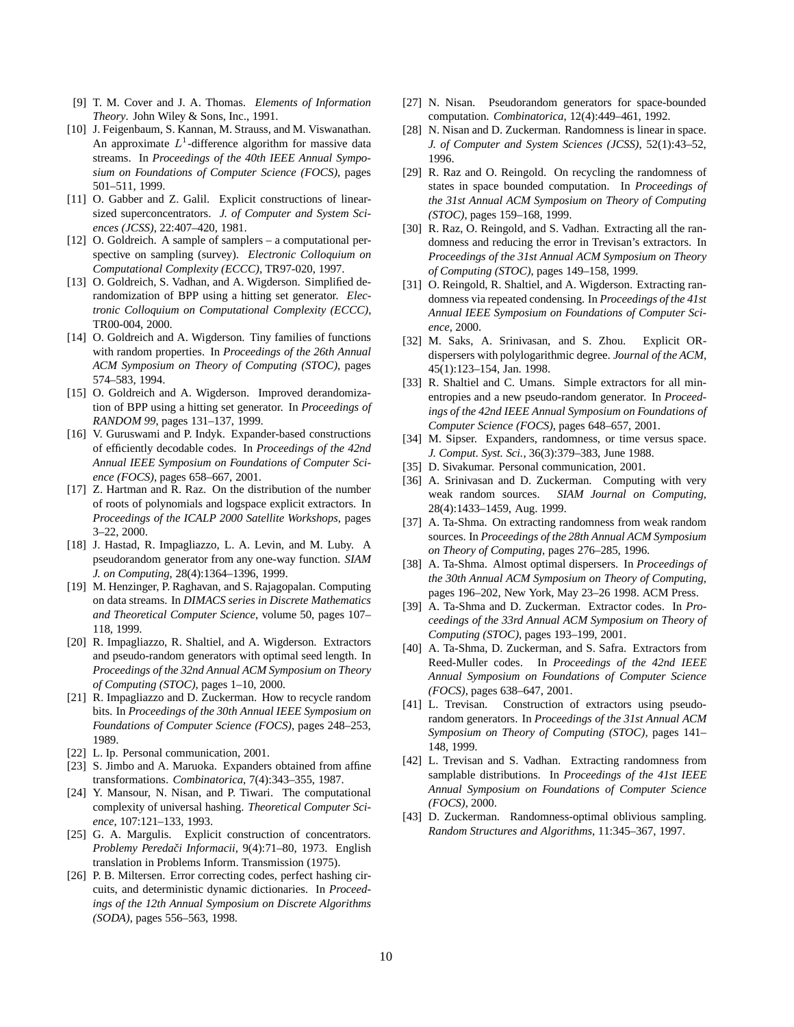[9] T. M. Cover and J. A. Thomas. *Elements of Information Theory*. John Wiley & Sons, Inc., 1991.

[10] J. Feigenbaum, S. Kannan, M. Strauss, and M. Viswanathan. An approximate $L^1$-difference algorithm for massive data streams. In *Proceedings of the 40th IEEE Annual Symposium on Foundations of Computer Science (FOCS)*, pages 501–511, 1999.

[11] O. Gabber and Z. Galil. Explicit constructions of linear-sized superconcentrators. *J. of Computer and System Sciences (JCSS)*, 22:407–420, 1981.

[12] O. Goldreich. A sample of samplers – a computational perspective on sampling (survey). *Electronic Colloquium on Computational Complexity (ECCC)*, TR97-020, 1997.

[13] O. Goldreich, S. Vadhan, and A. Wigderson. Simplified derandomization of BPP using a hitting set generator. *Electronic Colloquium on Computational Complexity (ECCC)*, TR00-004, 2000.

[14] O. Goldreich and A. Wigderson. Tiny families of functions with random properties. In *Proceedings of the 26th Annual ACM Symposium on Theory of Computing (STOC)*, pages 574–583, 1994.

[15] O. Goldreich and A. Wigderson. Improved derandomization of BPP using a hitting set generator. In *Proceedings of RANDOM 99*, pages 131–137, 1999.

[16] V. Guruswami and P. Indyk. Expander-based constructions of efficiently decodable codes. In *Proceedings of the 42nd Annual IEEE Symposium on Foundations of Computer Science (FOCS)*, pages 658–667, 2001.

[17] Z. Hartman and R. Raz. On the distribution of the number of roots of polynomials and logspace explicit extractors. In *Proceedings of the ICALP 2000 Satellite Workshops*, pages 3–22, 2000.

[18] J. Hastad, R. Impagliazzo, L. A. Levin, and M. Luby. A pseudorandom generator from any one-way function. *SIAM J. on Computing*, 28(4):1364–1396, 1999.

[19] M. Henzinger, P. Raghavan, and S. Rajagopalan. Computing on data streams. In *DIMACS series in Discrete Mathematics and Theoretical Computer Science*, volume 50, pages 107–118, 1999.

[20] R. Impagliazzo, R. Shaltiel, and A. Wigderson. Extractors and pseudo-random generators with optimal seed length. In *Proceedings of the 32nd Annual ACM Symposium on Theory of Computing (STOC)*, pages 1–10, 2000.

[21] R. Impagliazzo and D. Zuckerman. How to recycle random bits. In *Proceedings of the 30th Annual IEEE Symposium on Foundations of Computer Science (FOCS)*, pages 248–253, 1989.

[22] L. Ip. Personal communication, 2001.

[23] S. Jimbo and A. Maruoka. Expanders obtained from affine transformations. *Combinatorica*, 7(4):343–355, 1987.

[24] Y. Mansour, N. Nisan, and P. Tiwari. The computational complexity of universal hashing. *Theoretical Computer Science*, 107:121–133, 1993.

[25] G. A. Margulis. Explicit construction of concentrators. *Problemy Peredači Informacii*, 9(4):71–80, 1973. English translation in Problems Inform. Transmission (1975).

[26] P. B. Miltersen. Error correcting codes, perfect hashing circuits, and deterministic dynamic dictionaries. In *Proceedings of the 12th Annual Symposium on Discrete Algorithms (SODA)*, pages 556–563, 1998.

[27] N. Nisan. Pseudorandom generators for space-bounded computation. *Combinatorica*, 12(4):449–461, 1992.

[28] N. Nisan and D. Zuckerman. Randomness is linear in space. *J. of Computer and System Sciences (JCSS)*, 52(1):43–52, 1996.

[29] R. Raz and O. Reingold. On recycling the randomness of states in space bounded computation. In *Proceedings of the 31st Annual ACM Symposium on Theory of Computing (STOC)*, pages 159–168, 1999.

[30] R. Raz, O. Reingold, and S. Vadhan. Extracting all the randomness and reducing the error in Trevisan's extractors. In *Proceedings of the 31st Annual ACM Symposium on Theory of Computing (STOC)*, pages 149–158, 1999.

[31] O. Reingold, R. Shaltiel, and A. Wigderson. Extracting randomness via repeated condensing. In *Proceedings of the 41st Annual IEEE Symposium on Foundations of Computer Science*, 2000.

[32] M. Saks, A. Srinivasan, and S. Zhou. Explicit OR-dispersers with polylogarithmic degree. *Journal of the ACM*, 45(1):123–154, Jan. 1998.

[33] R. Shaltiel and C. Umans. Simple extractors for all min-entropies and a new pseudo-random generator. In *Proceedings of the 42nd IEEE Annual Symposium on Foundations of Computer Science (FOCS)*, pages 648–657, 2001.

[34] M. Sipser. Expanders, randomness, or time versus space. *J. Comput. Syst. Sci.*, 36(3):379–383, June 1988.

[35] D. Sivakumar. Personal communication, 2001.

[36] A. Srinivasan and D. Zuckerman. Computing with very weak random sources. *SIAM Journal on Computing*, 28(4):1433–1459, Aug. 1999.

[37] A. Ta-Shma. On extracting randomness from weak random sources. In *Proceedings of the 28th Annual ACM Symposium on Theory of Computing*, pages 276–285, 1996.

[38] A. Ta-Shma. Almost optimal dispersers. In *Proceedings of the 30th Annual ACM Symposium on Theory of Computing*, pages 196–202, New York, May 23–26 1998. ACM Press.

[39] A. Ta-Shma and D. Zuckerman. Extractor codes. In *Proceedings of the 33rd Annual ACM Symposium on Theory of Computing (STOC)*, pages 193–199, 2001.

[40] A. Ta-Shma, D. Zuckerman, and S. Safra. Extractors from Reed-Muller codes. In *Proceedings of the 42nd IEEE Annual Symposium on Foundations of Computer Science (FOCS)*, pages 638–647, 2001.

[41] L. Trevisan. Construction of extractors using pseudo-random generators. In *Proceedings of the 31st Annual ACM Symposium on Theory of Computing (STOC)*, pages 141–148, 1999.

[42] L. Trevisan and S. Vadhan. Extracting randomness from samplable distributions. In *Proceedings of the 41st IEEE Annual Symposium on Foundations of Computer Science (FOCS)*, 2000.

[43] D. Zuckerman. Randomness-optimal oblivious sampling. *Random Structures and Algorithms*, 11:345–367, 1997.